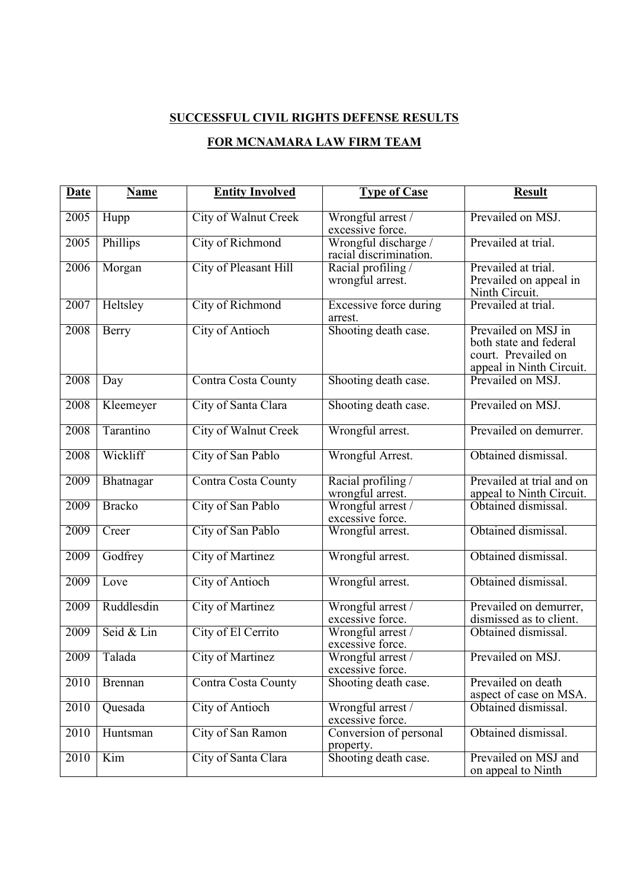**SUCCESSFUL CIVIL RIGHTS DEFENSE RESULTS**

**FOR MCNAMARA LAW FIRM TEAM**

| Date | Name | Entity Involved | Type of Case | Result |
|---|---|---|---|---|
| 2005 | Hupp | City of Walnut Creek | Wrongful arrest / excessive force. | Prevailed on MSJ. |
| 2005 | Phillips | City of Richmond | Wrongful discharge / racial discrimination. | Prevailed at trial. |
| 2006 | Morgan | City of Pleasant Hill | Racial profiling / wrongful arrest. | Prevailed at trial. Prevailed on appeal in Ninth Circuit. |
| 2007 | Heltsley | City of Richmond | Excessive force during arrest. | Prevailed at trial. |
| 2008 | Berry | City of Antioch | Shooting death case. | Prevailed on MSJ in both state and federal court. Prevailed on appeal in Ninth Circuit. |
| 2008 | Day | Contra Costa County | Shooting death case. | Prevailed on MSJ. |
| 2008 | Kleemeyer | City of Santa Clara | Shooting death case. | Prevailed on MSJ. |
| 2008 | Tarantino | City of Walnut Creek | Wrongful arrest. | Prevailed on demurrer. |
| 2008 | Wickliff | City of San Pablo | Wrongful Arrest. | Obtained dismissal. |
| 2009 | Bhatnagar | Contra Costa County | Racial profiling / wrongful arrest. | Prevailed at trial and on appeal to Ninth Circuit. |
| 2009 | Bracko | City of San Pablo | Wrongful arrest / excessive force. | Obtained dismissal. |
| 2009 | Creer | City of San Pablo | Wrongful arrest. | Obtained dismissal. |
| 2009 | Godfrey | City of Martinez | Wrongful arrest. | Obtained dismissal. |
| 2009 | Love | City of Antioch | Wrongful arrest. | Obtained dismissal. |
| 2009 | Ruddlesdin | City of Martinez | Wrongful arrest / excessive force. | Prevailed on demurrer, dismissed as to client. |
| 2009 | Seid & Lin | City of El Cerrito | Wrongful arrest / excessive force. | Obtained dismissal. |
| 2009 | Talada | City of Martinez | Wrongful arrest / excessive force. | Prevailed on MSJ. |
| 2010 | Brennan | Contra Costa County | Shooting death case. | Prevailed on death aspect of case on MSA. |
| 2010 | Quesada | City of Antioch | Wrongful arrest / excessive force. | Obtained dismissal. |
| 2010 | Huntsman | City of San Ramon | Conversion of personal property. | Obtained dismissal. |
| 2010 | Kim | City of Santa Clara | Shooting death case. | Prevailed on MSJ and on appeal to Ninth |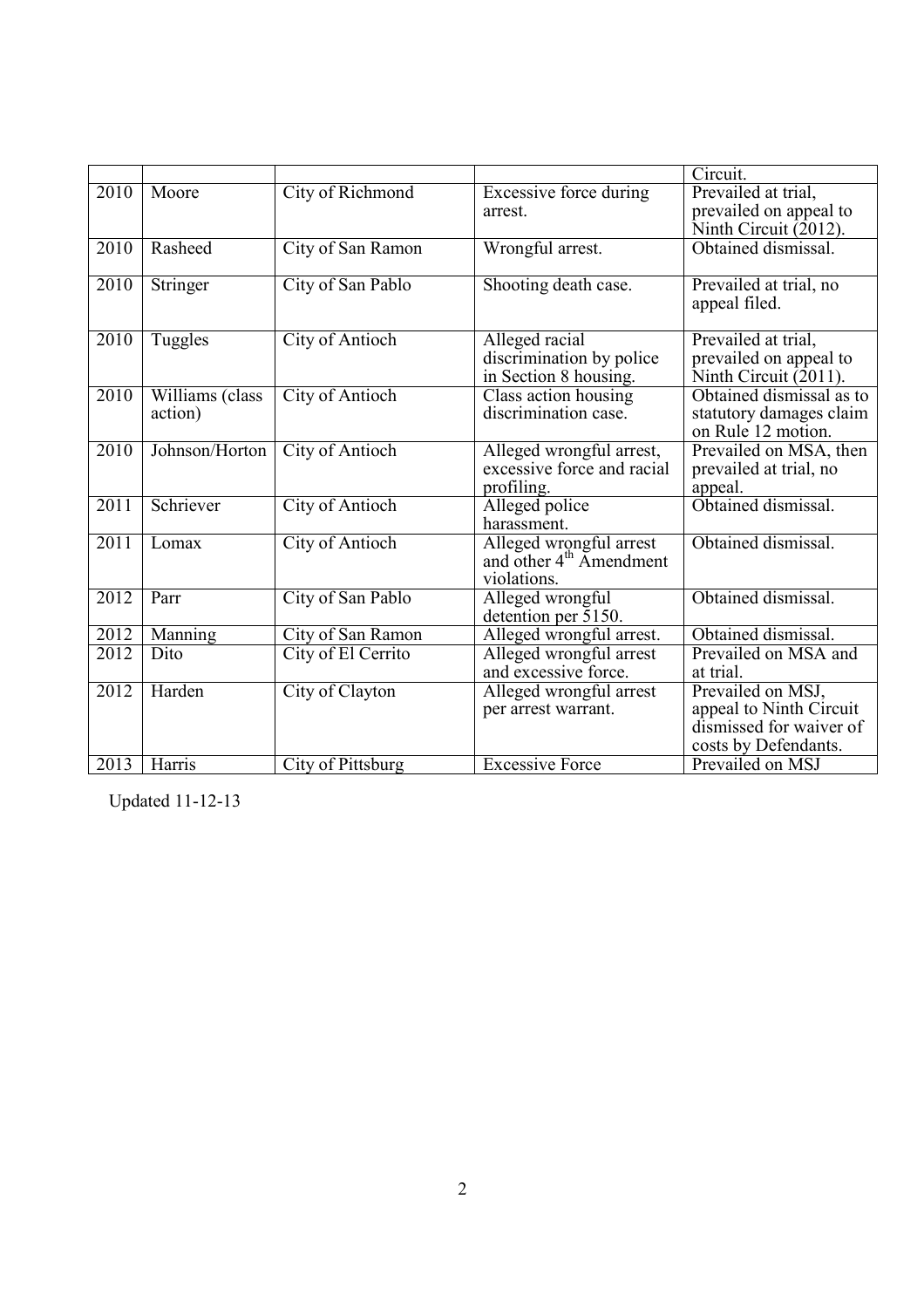| | | | | |
|---|---|---|---|---|
| | | | | Circuit. |
| 2010 | Moore | City of Richmond | Excessive force during arrest. | Prevailed at trial, prevailed on appeal to Ninth Circuit (2012). |
| 2010 | Rasheed | City of San Ramon | Wrongful arrest. | Obtained dismissal. |
| 2010 | Stringer | City of San Pablo | Shooting death case. | Prevailed at trial, no appeal filed. |
| 2010 | Tuggles | City of Antioch | Alleged racial discrimination by police in Section 8 housing. | Prevailed at trial, prevailed on appeal to Ninth Circuit (2011). |
| 2010 | Williams (class action) | City of Antioch | Class action housing discrimination case. | Obtained dismissal as to statutory damages claim on Rule 12 motion. |
| 2010 | Johnson/Horton | City of Antioch | Alleged wrongful arrest, excessive force and racial profiling. | Prevailed on MSA, then prevailed at trial, no appeal. |
| 2011 | Schriever | City of Antioch | Alleged police harassment. | Obtained dismissal. |
| 2011 | Lomax | City of Antioch | Alleged wrongful arrest and other 4th Amendment violations. | Obtained dismissal. |
| 2012 | Parr | City of San Pablo | Alleged wrongful detention per 5150. | Obtained dismissal. |
| 2012 | Manning | City of San Ramon | Alleged wrongful arrest. | Obtained dismissal. |
| 2012 | Dito | City of El Cerrito | Alleged wrongful arrest and excessive force. | Prevailed on MSA and at trial. |
| 2012 | Harden | City of Clayton | Alleged wrongful arrest per arrest warrant. | Prevailed on MSJ, appeal to Ninth Circuit dismissed for waiver of costs by Defendants. |
| 2013 | Harris | City of Pittsburg | Excessive Force | Prevailed on MSJ |

Updated 11-12-13